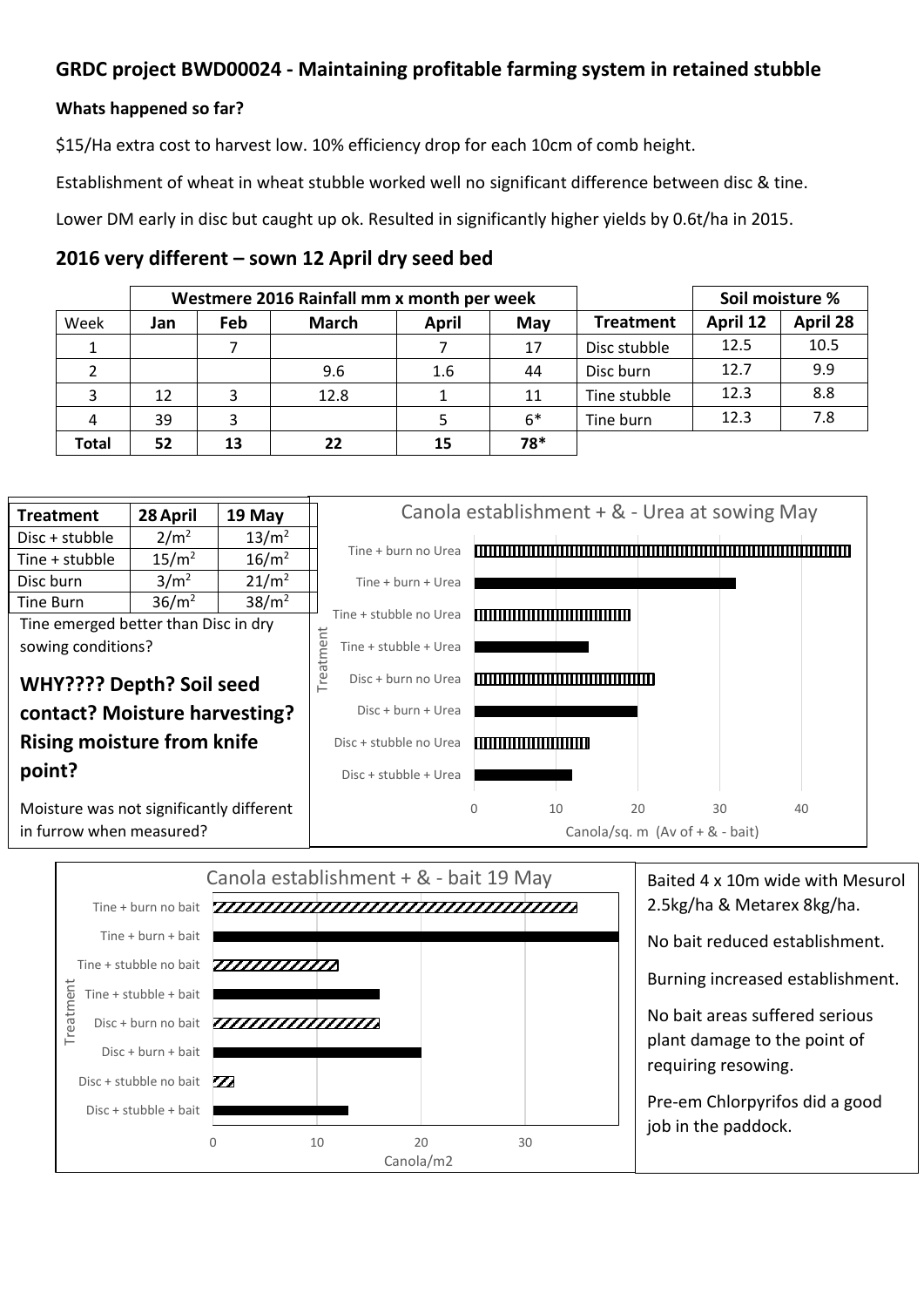## GRDC project BWD00024 - Maintaining profitable farming system in retained stubble

### Whats happened so far?

$15/Ha extra cost to harvest low. 10% efficiency drop for each 10cm of comb height.

Establishment of wheat in wheat stubble worked well no significant difference between disc & tine.

Lower DM early in disc but caught up ok. Resulted in significantly higher yields by 0.6t/ha in 2015.

## 2016 very different – sown 12 April dry seed bed

| | Westmere 2016 Rainfall mm x month per week | | | | |
|---|---|---|---|---|---|
| Week | Jan | Feb | March | April | May |
| 1 | | 7 | | 7 | 17 |
| 2 | | | 9.6 | 1.6 | 44 |
| 3 | 12 | 3 | 12.8 | 1 | 11 |
| 4 | 39 | 3 | | 5 | 6* |
| **Total** | **52** | **13** | **22** | **15** | **78*** |

| Treatment | Soil moisture % April 12 | Soil moisture % April 28 |
|---|---|---|
| Disc stubble | 12.5 | 10.5 |
| Disc burn | 12.7 | 9.9 |
| Tine stubble | 12.3 | 8.8 |
| Tine burn | 12.3 | 7.8 |

| Treatment | 28 April | 19 May |
|---|---|---|
| Disc + stubble | 2/m$^2$ | 13/m$^2$ |
| Tine + stubble | 15/m$^2$ | 16/m$^2$ |
| Disc burn | 3/m$^2$ | 21/m$^2$ |
| Tine Burn | 36/m$^2$ | 38/m$^2$ |

Tine emerged better than Disc in dry sowing conditions?

**WHY???? Depth? Soil seed contact? Moisture harvesting? Rising moisture from knife point?**

Moisture was not significantly different in furrow when measured?

Canola establishment + & - Urea at sowing May

Canola establishment + & - bait 19 May

Baited 4 x 10m wide with Mesurol 2.5kg/ha & Metarex 8kg/ha.

No bait reduced establishment.

Burning increased establishment.

No bait areas suffered serious plant damage to the point of requiring resowing.

Pre-em Chlorpyrifos did a good job in the paddock.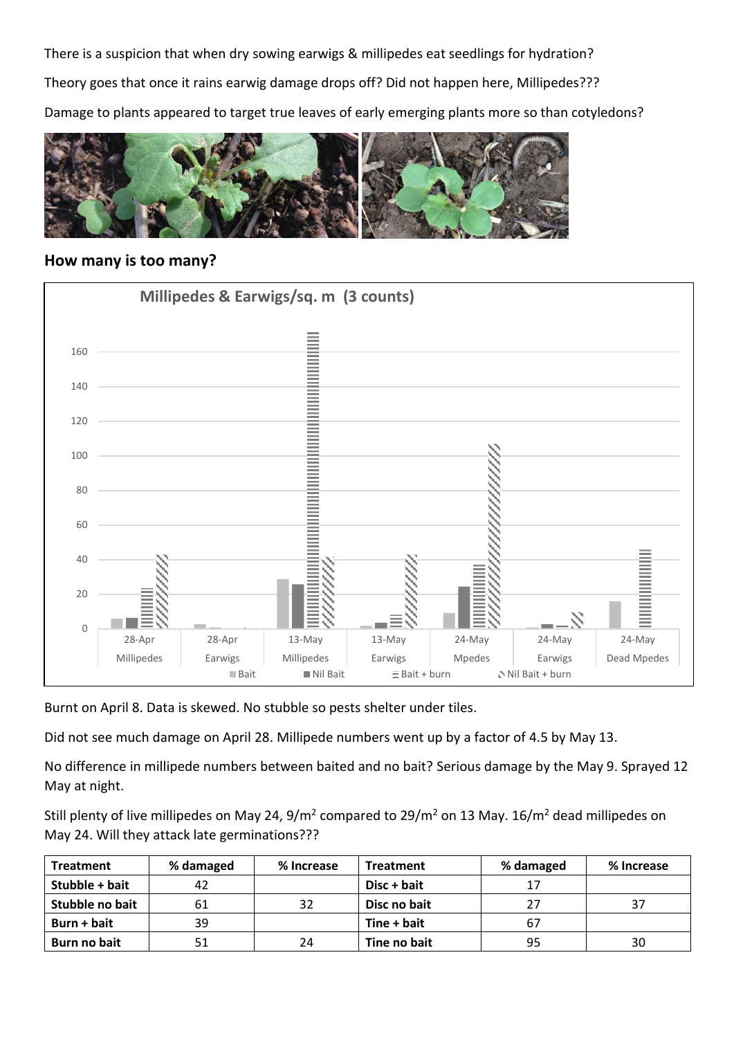There is a suspicion that when dry sowing earwigs & millipedes eat seedlings for hydration?

Theory goes that once it rains earwig damage drops off? Did not happen here, Millipedes???

Damage to plants appeared to target true leaves of early emerging plants more so than cotyledons?

## How many is too many?

Millipedes & Earwigs/sq. m (3 counts)

160
140
120
100
80
60
40
20
0

28-Apr Millipedes
28-Apr Earwigs
13-May Millipedes
13-May Earwigs
24-May Mpedes
24-May Earwigs
24-May Dead Mpedes

Bait
Nil Bait
Bait + burn
Nil Bait + burn

Burnt on April 8. Data is skewed. No stubble so pests shelter under tiles.

Did not see much damage on April 28. Millipede numbers went up by a factor of 4.5 by May 13.

No difference in millipede numbers between baited and no bait? Serious damage by the May 9. Sprayed 12 May at night.

Still plenty of live millipedes on May 24, 9/m$^2$ compared to 29/m$^2$ on 13 May. 16/m$^2$ dead millipedes on May 24. Will they attack late germinations???

| Treatment | % damaged | % Increase | Treatment | % damaged | % Increase |
|---|---|---|---|---|---|
| **Stubble + bait** | 42 | | **Disc + bait** | 17 | |
| **Stubble no bait** | 61 | 32 | **Disc no bait** | 27 | 37 |
| **Burn + bait** | 39 | | **Tine + bait** | 67 | |
| **Burn no bait** | 51 | 24 | **Tine no bait** | 95 | 30 |